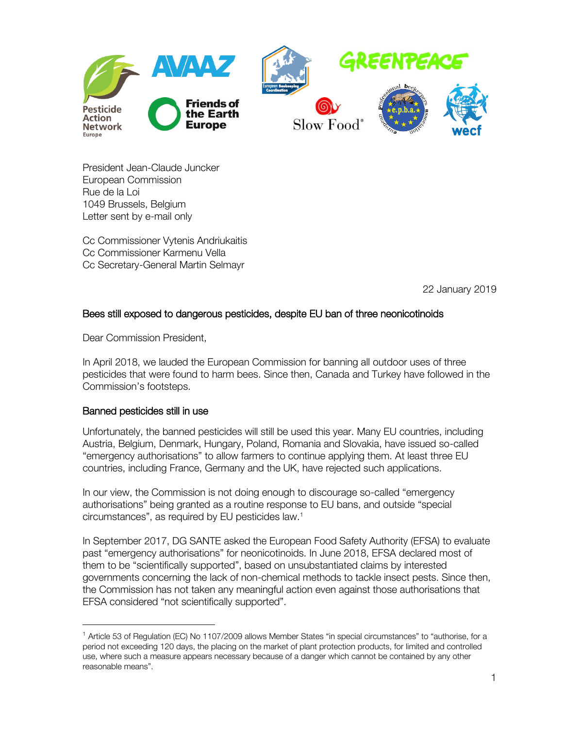President Jean-Claude Juncker
European Commission
Rue de la Loi
1049 Brussels, Belgium
Letter sent by e-mail only

Cc Commissioner Vytenis Andriukaitis
Cc Commissioner Karmenu Vella
Cc Secretary-General Martin Selmayr

22 January 2019

## Bees still exposed to dangerous pesticides, despite EU ban of three neonicotinoids

Dear Commission President,

In April 2018, we lauded the European Commission for banning all outdoor uses of three pesticides that were found to harm bees. Since then, Canada and Turkey have followed in the Commission's footsteps.

### Banned pesticides still in use

Unfortunately, the banned pesticides will still be used this year. Many EU countries, including Austria, Belgium, Denmark, Hungary, Poland, Romania and Slovakia, have issued so-called "emergency authorisations" to allow farmers to continue applying them. At least three EU countries, including France, Germany and the UK, have rejected such applications.

In our view, the Commission is not doing enough to discourage so-called "emergency authorisations" being granted as a routine response to EU bans, and outside "special circumstances", as required by EU pesticides law.[1]

In September 2017, DG SANTE asked the European Food Safety Authority (EFSA) to evaluate past "emergency authorisations" for neonicotinoids. In June 2018, EFSA declared most of them to be "scientifically supported", based on unsubstantiated claims by interested governments concerning the lack of non-chemical methods to tackle insect pests. Since then, the Commission has not taken any meaningful action even against those authorisations that EFSA considered "not scientifically supported".

---

[1] Article 53 of Regulation (EC) No 1107/2009 allows Member States "in special circumstances" to "authorise, for a period not exceeding 120 days, the placing on the market of plant protection products, for limited and controlled use, where such a measure appears necessary because of a danger which cannot be contained by any other reasonable means".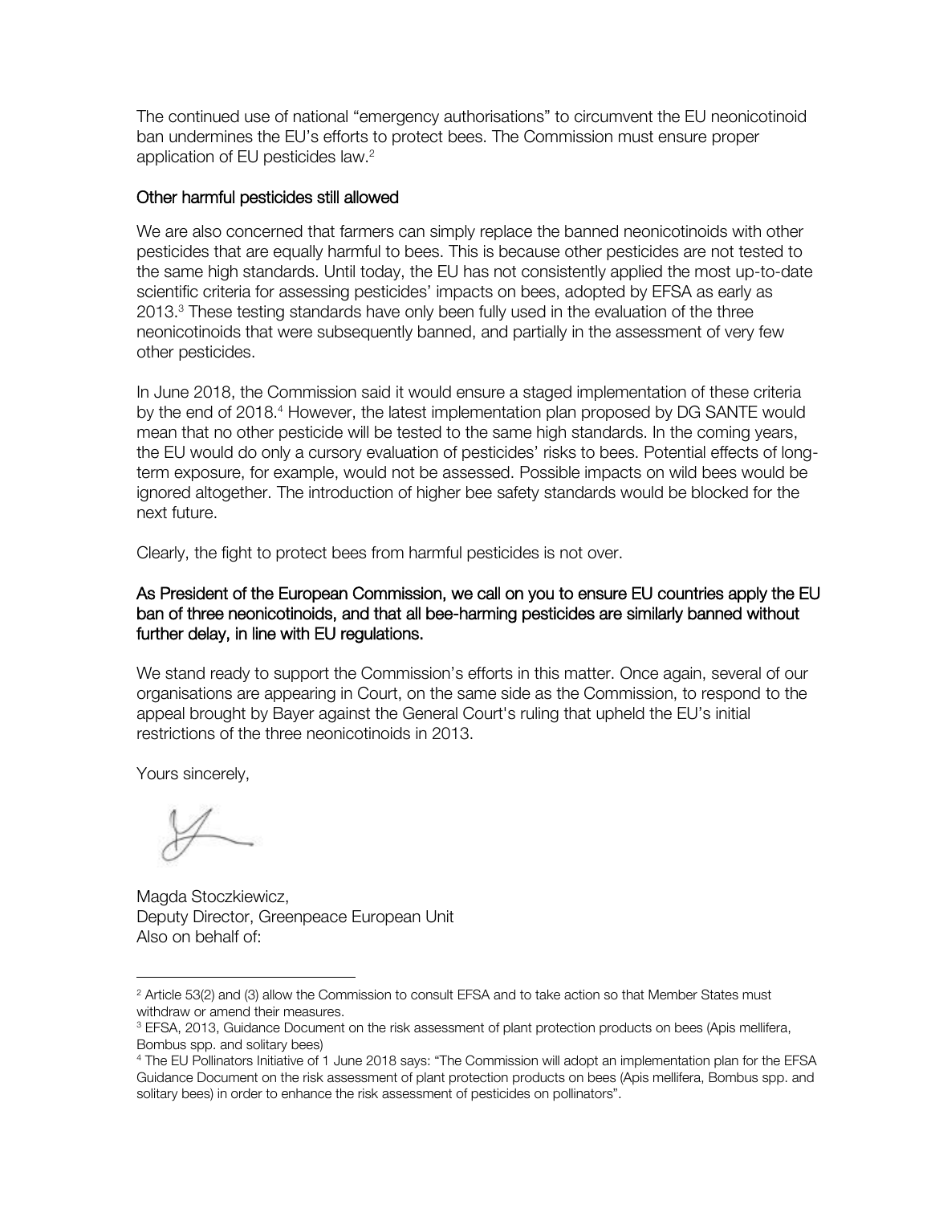The continued use of national "emergency authorisations" to circumvent the EU neonicotinoid ban undermines the EU's efforts to protect bees. The Commission must ensure proper application of EU pesticides law.[2]

## Other harmful pesticides still allowed

We are also concerned that farmers can simply replace the banned neonicotinoids with other pesticides that are equally harmful to bees. This is because other pesticides are not tested to the same high standards. Until today, the EU has not consistently applied the most up-to-date scientific criteria for assessing pesticides' impacts on bees, adopted by EFSA as early as 2013.[3] These testing standards have only been fully used in the evaluation of the three neonicotinoids that were subsequently banned, and partially in the assessment of very few other pesticides.

In June 2018, the Commission said it would ensure a staged implementation of these criteria by the end of 2018.[4] However, the latest implementation plan proposed by DG SANTE would mean that no other pesticide will be tested to the same high standards. In the coming years, the EU would do only a cursory evaluation of pesticides' risks to bees. Potential effects of long-term exposure, for example, would not be assessed. Possible impacts on wild bees would be ignored altogether. The introduction of higher bee safety standards would be blocked for the next future.

Clearly, the fight to protect bees from harmful pesticides is not over.

**As President of the European Commission, we call on you to ensure EU countries apply the EU ban of three neonicotinoids, and that all bee-harming pesticides are similarly banned without further delay, in line with EU regulations.**

We stand ready to support the Commission's efforts in this matter. Once again, several of our organisations are appearing in Court, on the same side as the Commission, to respond to the appeal brought by Bayer against the General Court's ruling that upheld the EU's initial restrictions of the three neonicotinoids in 2013.

Yours sincerely,

Magda Stoczkiewicz,
Deputy Director, Greenpeace European Unit
Also on behalf of:

---

[2] Article 53(2) and (3) allow the Commission to consult EFSA and to take action so that Member States must withdraw or amend their measures.

[3] EFSA, 2013, Guidance Document on the risk assessment of plant protection products on bees (Apis mellifera, Bombus spp. and solitary bees)

[4] The EU Pollinators Initiative of 1 June 2018 says: "The Commission will adopt an implementation plan for the EFSA Guidance Document on the risk assessment of plant protection products on bees (Apis mellifera, Bombus spp. and solitary bees) in order to enhance the risk assessment of pesticides on pollinators".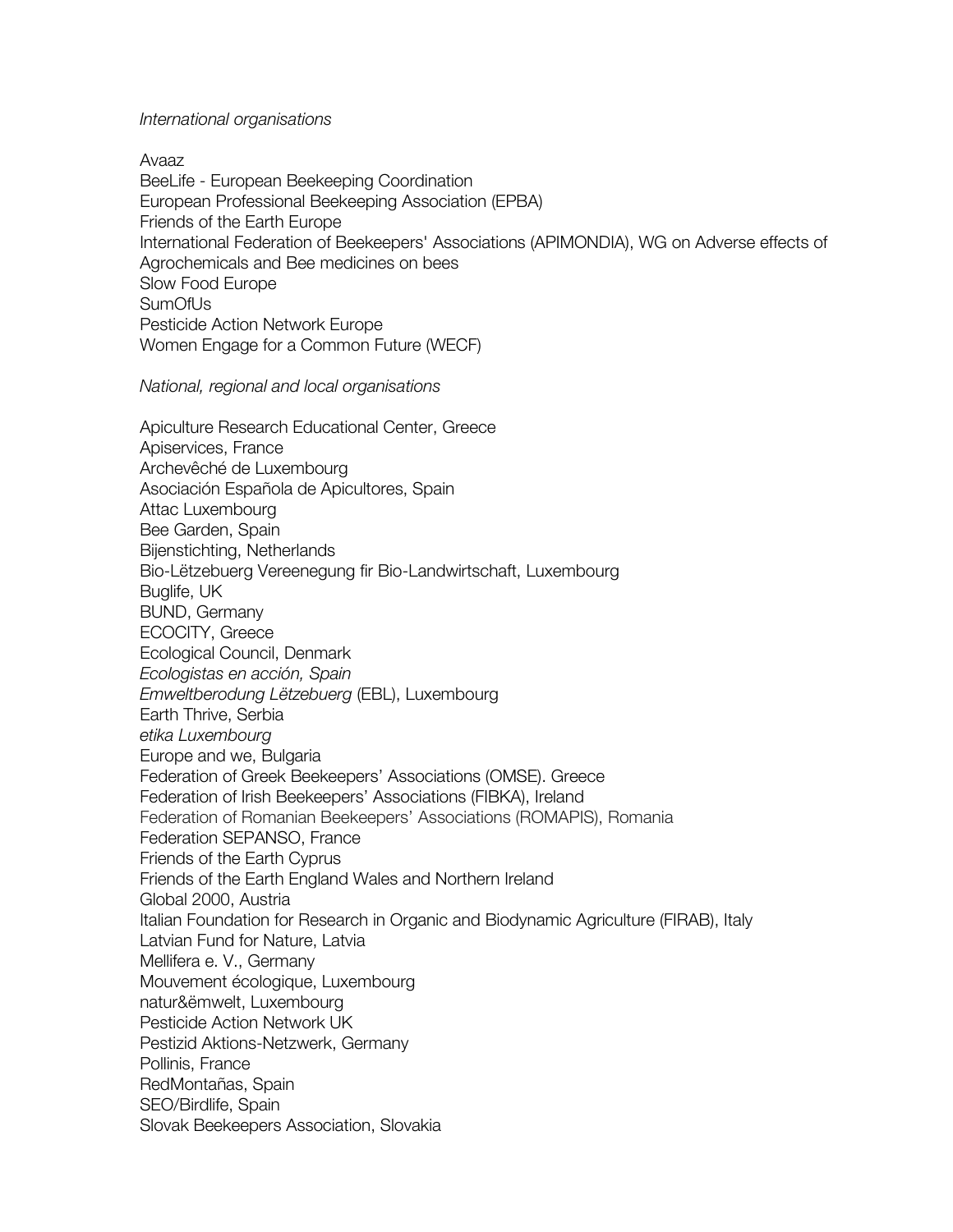*International organisations*

Avaaz
BeeLife - European Beekeeping Coordination
European Professional Beekeeping Association (EPBA)
Friends of the Earth Europe
International Federation of Beekeepers' Associations (APIMONDIA), WG on Adverse effects of Agrochemicals and Bee medicines on bees
Slow Food Europe
SumOfUs
Pesticide Action Network Europe
Women Engage for a Common Future (WECF)

*National, regional and local organisations*

Apiculture Research Educational Center, Greece
Apiservices, France
Archevêché de Luxembourg
Asociación Española de Apicultores, Spain
Attac Luxembourg
Bee Garden, Spain
Bijenstichting, Netherlands
Bio-Lëtzebuerg Vereenegung fir Bio-Landwirtschaft, Luxembourg
Buglife, UK
BUND, Germany
ECOCITY, Greece
Ecological Council, Denmark
*Ecologistas en acción, Spain*
*Emweltberodung Lëtzebuerg* (EBL), Luxembourg
Earth Thrive, Serbia
*etika Luxembourg*
Europe and we, Bulgaria
Federation of Greek Beekeepers' Associations (OMSE). Greece
Federation of Irish Beekeepers' Associations (FIBKA), Ireland
Federation of Romanian Beekeepers' Associations (ROMAPIS), Romania
Federation SEPANSO, France
Friends of the Earth Cyprus
Friends of the Earth England Wales and Northern Ireland
Global 2000, Austria
Italian Foundation for Research in Organic and Biodynamic Agriculture (FIRAB), Italy
Latvian Fund for Nature, Latvia
Mellifera e. V., Germany
Mouvement écologique, Luxembourg
natur&ëmwelt, Luxembourg
Pesticide Action Network UK
Pestizid Aktions-Netzwerk, Germany
Pollinis, France
RedMontañas, Spain
SEO/Birdlife, Spain
Slovak Beekeepers Association, Slovakia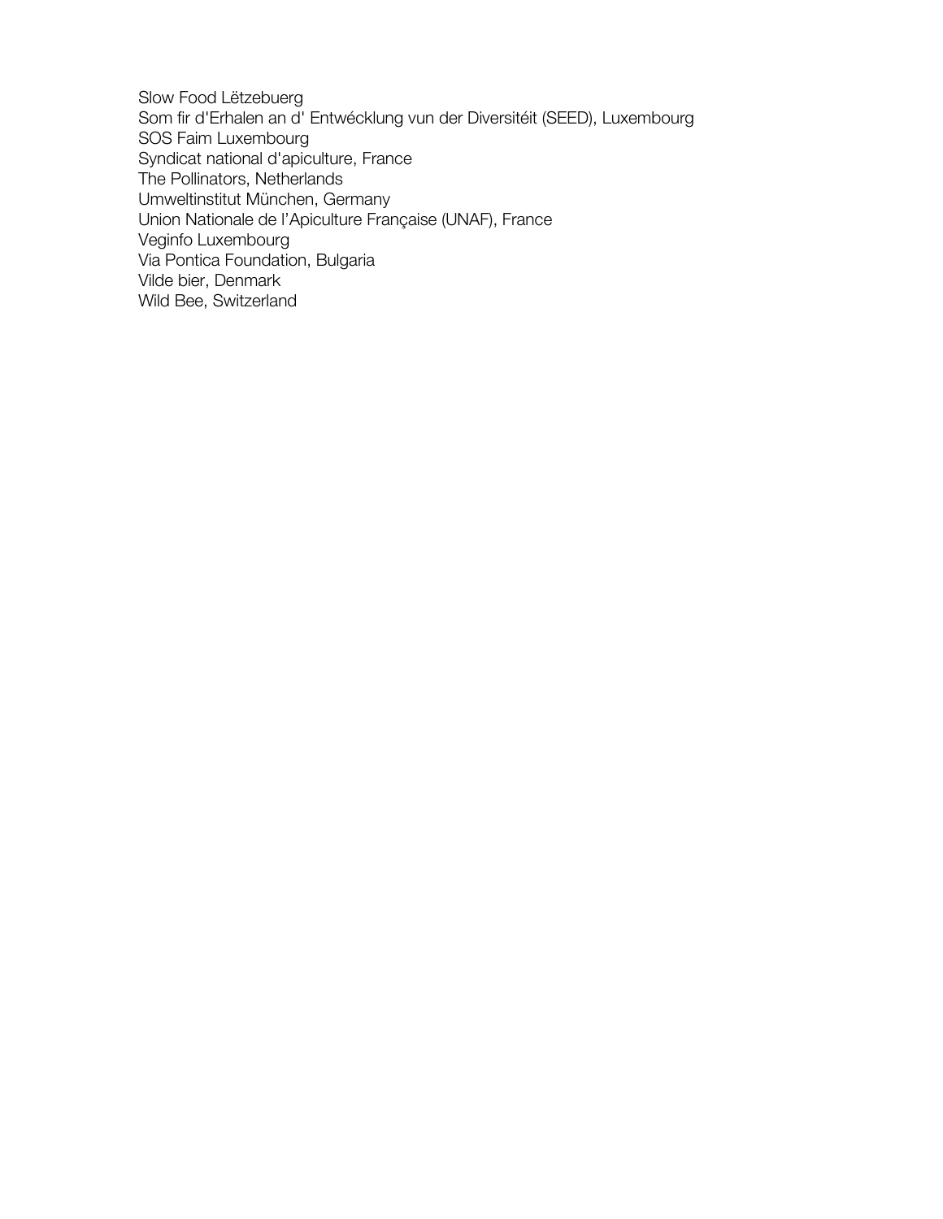Slow Food Lëtzebuerg
Som fir d'Erhalen an d' Entwécklung vun der Diversitéit (SEED), Luxembourg
SOS Faim Luxembourg
Syndicat national d'apiculture, France
The Pollinators, Netherlands
Umweltinstitut München, Germany
Union Nationale de l'Apiculture Française (UNAF), France
Veginfo Luxembourg
Via Pontica Foundation, Bulgaria
Vilde bier, Denmark
Wild Bee, Switzerland